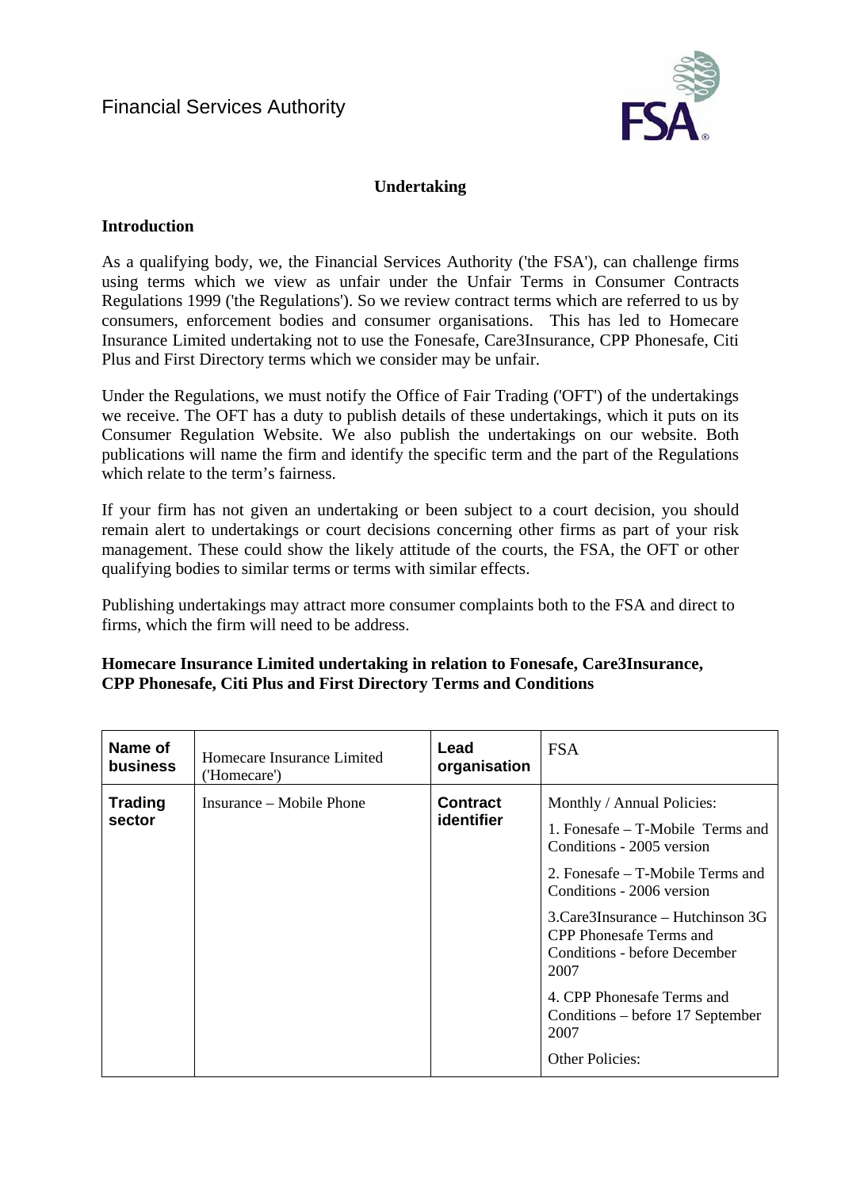Financial Services Authority

## Undertaking

### Introduction

As a qualifying body, we, the Financial Services Authority ('the FSA'), can challenge firms using terms which we view as unfair under the Unfair Terms in Consumer Contracts Regulations 1999 ('the Regulations'). So we review contract terms which are referred to us by consumers, enforcement bodies and consumer organisations. This has led to Homecare Insurance Limited undertaking not to use the Fonesafe, Care3Insurance, CPP Phonesafe, Citi Plus and First Directory terms which we consider may be unfair.

Under the Regulations, we must notify the Office of Fair Trading ('OFT') of the undertakings we receive. The OFT has a duty to publish details of these undertakings, which it puts on its Consumer Regulation Website. We also publish the undertakings on our website. Both publications will name the firm and identify the specific term and the part of the Regulations which relate to the term's fairness.

If your firm has not given an undertaking or been subject to a court decision, you should remain alert to undertakings or court decisions concerning other firms as part of your risk management. These could show the likely attitude of the courts, the FSA, the OFT or other qualifying bodies to similar terms or terms with similar effects.

Publishing undertakings may attract more consumer complaints both to the FSA and direct to firms, which the firm will need to be address.

### Homecare Insurance Limited undertaking in relation to Fonesafe, Care3Insurance, CPP Phonesafe, Citi Plus and First Directory Terms and Conditions

| **Name of business** | Homecare Insurance Limited ('Homecare') | **Lead organisation** | FSA |
|---|---|---|---|
| **Trading sector** | Insurance – Mobile Phone | **Contract identifier** | Monthly / Annual Policies:<br><br>1. Fonesafe – T-Mobile Terms and Conditions - 2005 version<br><br>2. Fonesafe – T-Mobile Terms and Conditions - 2006 version<br><br>3.Care3Insurance – Hutchinson 3G CPP Phonesafe Terms and Conditions - before December 2007<br><br>4. CPP Phonesafe Terms and Conditions – before 17 September 2007<br><br>Other Policies: |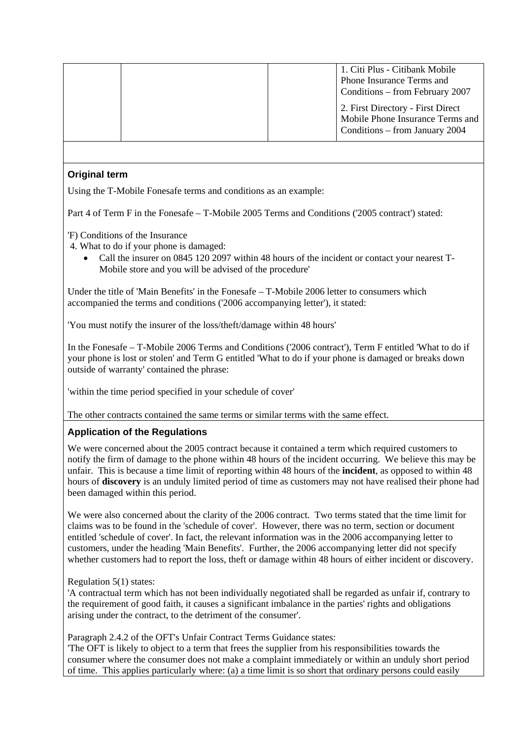| | | | 1. Citi Plus - Citibank Mobile Phone Insurance Terms and Conditions – from February 2007<br><br>2. First Directory - First Direct Mobile Phone Insurance Terms and Conditions – from January 2004 |
|---|---|---|---|

### Original term

Using the T-Mobile Fonesafe terms and conditions as an example:

Part 4 of Term F in the Fonesafe – T-Mobile 2005 Terms and Conditions ('2005 contract') stated:

'F) Conditions of the Insurance
4. What to do if your phone is damaged:

- Call the insurer on 0845 120 2097 within 48 hours of the incident or contact your nearest T-Mobile store and you will be advised of the procedure'

Under the title of 'Main Benefits' in the Fonesafe – T-Mobile 2006 letter to consumers which accompanied the terms and conditions ('2006 accompanying letter'), it stated:

'You must notify the insurer of the loss/theft/damage within 48 hours'

In the Fonesafe – T-Mobile 2006 Terms and Conditions ('2006 contract'), Term F entitled 'What to do if your phone is lost or stolen' and Term G entitled 'What to do if your phone is damaged or breaks down outside of warranty' contained the phrase:

'within the time period specified in your schedule of cover'

The other contracts contained the same terms or similar terms with the same effect.

### Application of the Regulations

We were concerned about the 2005 contract because it contained a term which required customers to notify the firm of damage to the phone within 48 hours of the incident occurring. We believe this may be unfair. This is because a time limit of reporting within 48 hours of the **incident**, as opposed to within 48 hours of **discovery** is an unduly limited period of time as customers may not have realised their phone had been damaged within this period.

We were also concerned about the clarity of the 2006 contract. Two terms stated that the time limit for claims was to be found in the 'schedule of cover'. However, there was no term, section or document entitled 'schedule of cover'. In fact, the relevant information was in the 2006 accompanying letter to customers, under the heading 'Main Benefits'. Further, the 2006 accompanying letter did not specify whether customers had to report the loss, theft or damage within 48 hours of either incident or discovery.

Regulation 5(1) states:
'A contractual term which has not been individually negotiated shall be regarded as unfair if, contrary to the requirement of good faith, it causes a significant imbalance in the parties' rights and obligations arising under the contract, to the detriment of the consumer'.

Paragraph 2.4.2 of the OFT's Unfair Contract Terms Guidance states:
'The OFT is likely to object to a term that frees the supplier from his responsibilities towards the consumer where the consumer does not make a complaint immediately or within an unduly short period of time. This applies particularly where: (a) a time limit is so short that ordinary persons could easily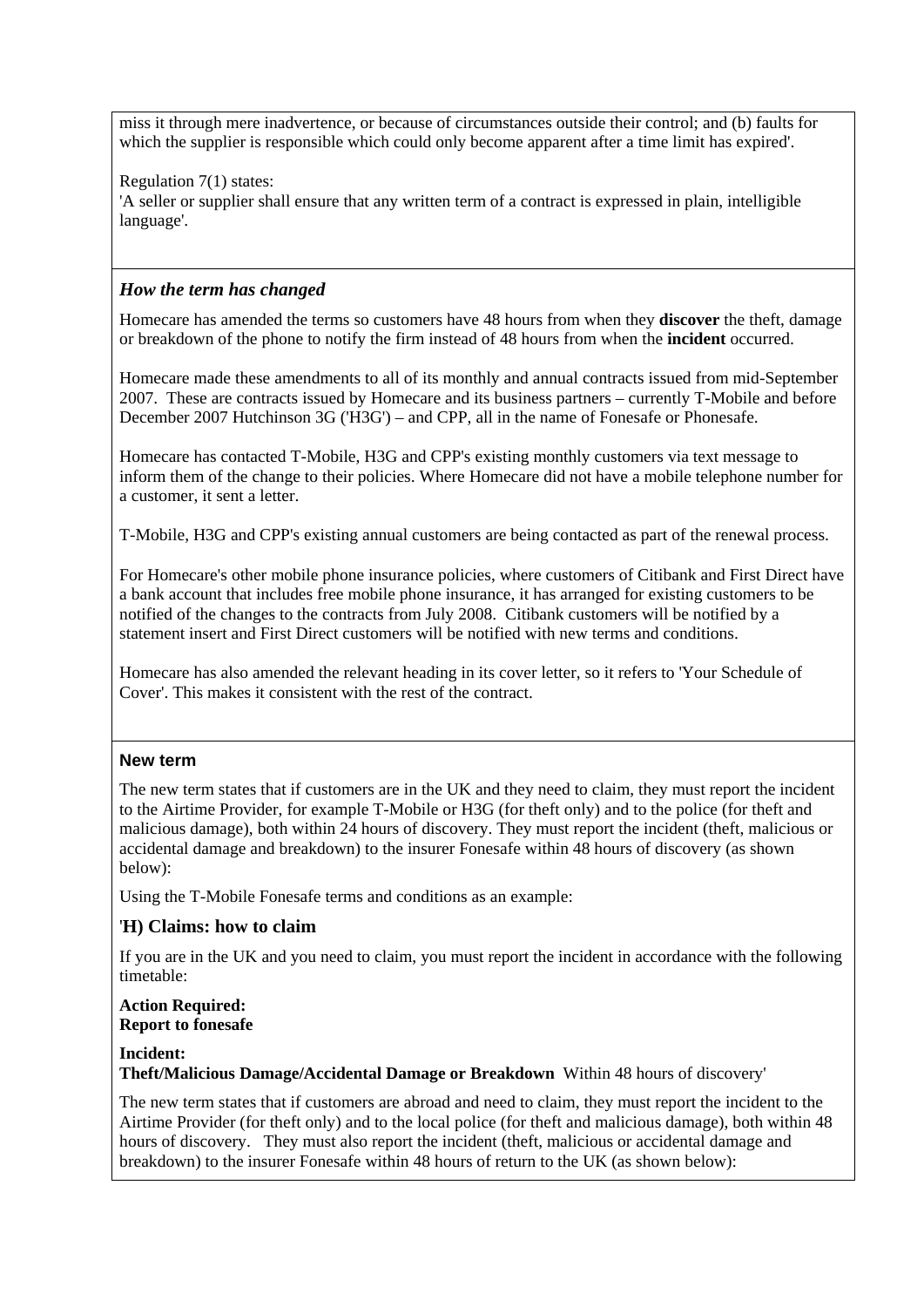miss it through mere inadvertence, or because of circumstances outside their control; and (b) faults for which the supplier is responsible which could only become apparent after a time limit has expired'.

Regulation 7(1) states:
'A seller or supplier shall ensure that any written term of a contract is expressed in plain, intelligible language'.

### *How the term has changed*

Homecare has amended the terms so customers have 48 hours from when they **discover** the theft, damage or breakdown of the phone to notify the firm instead of 48 hours from when the **incident** occurred.

Homecare made these amendments to all of its monthly and annual contracts issued from mid-September 2007. These are contracts issued by Homecare and its business partners – currently T-Mobile and before December 2007 Hutchinson 3G ('H3G') – and CPP, all in the name of Fonesafe or Phonesafe.

Homecare has contacted T-Mobile, H3G and CPP's existing monthly customers via text message to inform them of the change to their policies. Where Homecare did not have a mobile telephone number for a customer, it sent a letter.

T-Mobile, H3G and CPP's existing annual customers are being contacted as part of the renewal process.

For Homecare's other mobile phone insurance policies, where customers of Citibank and First Direct have a bank account that includes free mobile phone insurance, it has arranged for existing customers to be notified of the changes to the contracts from July 2008. Citibank customers will be notified by a statement insert and First Direct customers will be notified with new terms and conditions.

Homecare has also amended the relevant heading in its cover letter, so it refers to 'Your Schedule of Cover'. This makes it consistent with the rest of the contract.

**New term**

The new term states that if customers are in the UK and they need to claim, they must report the incident to the Airtime Provider, for example T-Mobile or H3G (for theft only) and to the police (for theft and malicious damage), both within 24 hours of discovery. They must report the incident (theft, malicious or accidental damage and breakdown) to the insurer Fonesafe within 48 hours of discovery (as shown below):

Using the T-Mobile Fonesafe terms and conditions as an example:

### '**H) Claims: how to claim**

If you are in the UK and you need to claim, you must report the incident in accordance with the following timetable:

**Action Required:**
**Report to fonesafe**

**Incident:**
**Theft/Malicious Damage/Accidental Damage or Breakdown** Within 48 hours of discovery'

The new term states that if customers are abroad and need to claim, they must report the incident to the Airtime Provider (for theft only) and to the local police (for theft and malicious damage), both within 48 hours of discovery. They must also report the incident (theft, malicious or accidental damage and breakdown) to the insurer Fonesafe within 48 hours of return to the UK (as shown below):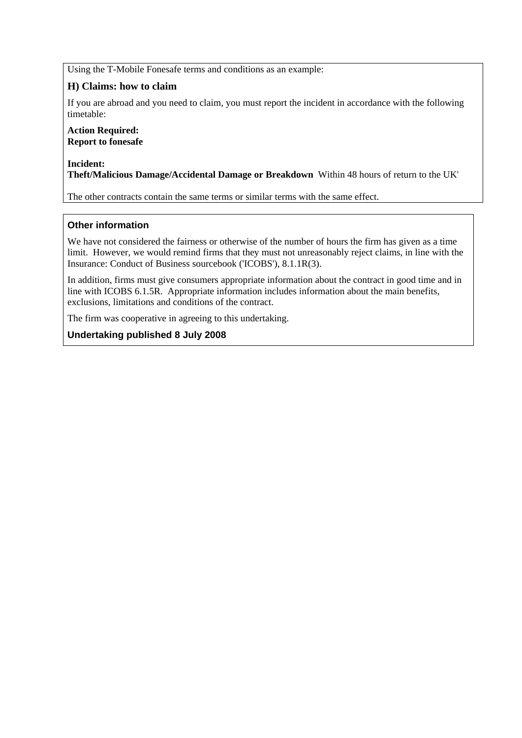Using the T-Mobile Fonesafe terms and conditions as an example:

**H) Claims: how to claim**

If you are abroad and you need to claim, you must report the incident in accordance with the following timetable:

**Action Required:**
**Report to fonesafe**

**Incident:**
**Theft/Malicious Damage/Accidental Damage or Breakdown** Within 48 hours of return to the UK'

The other contracts contain the same terms or similar terms with the same effect.

**Other information**

We have not considered the fairness or otherwise of the number of hours the firm has given as a time limit. However, we would remind firms that they must not unreasonably reject claims, in line with the Insurance: Conduct of Business sourcebook ('ICOBS'), 8.1.1R(3).

In addition, firms must give consumers appropriate information about the contract in good time and in line with ICOBS 6.1.5R. Appropriate information includes information about the main benefits, exclusions, limitations and conditions of the contract.

The firm was cooperative in agreeing to this undertaking.

**Undertaking published 8 July 2008**